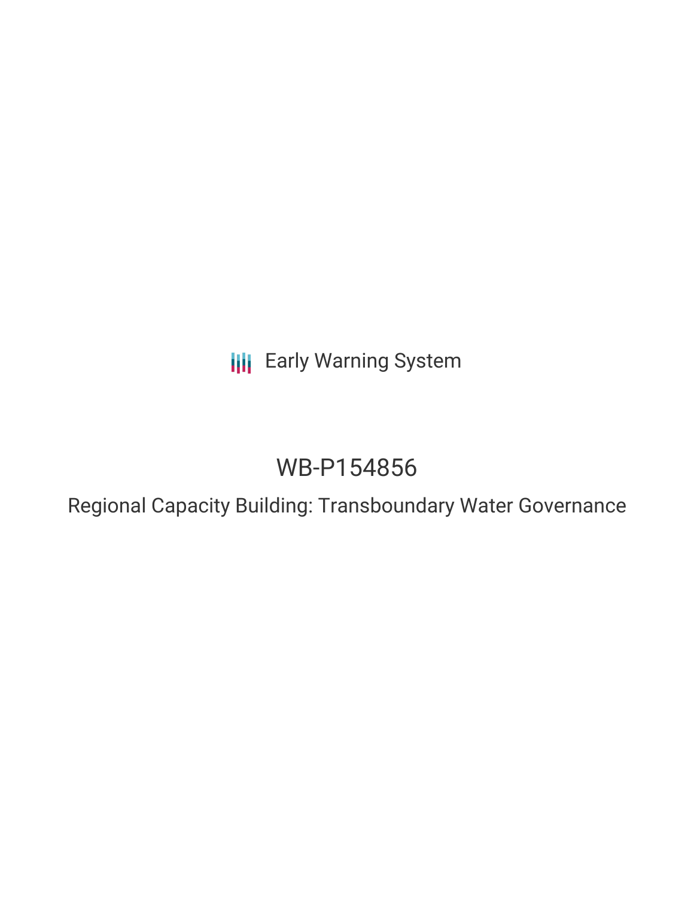Early Warning System

# WB-P154856

## Regional Capacity Building: Transboundary Water Governance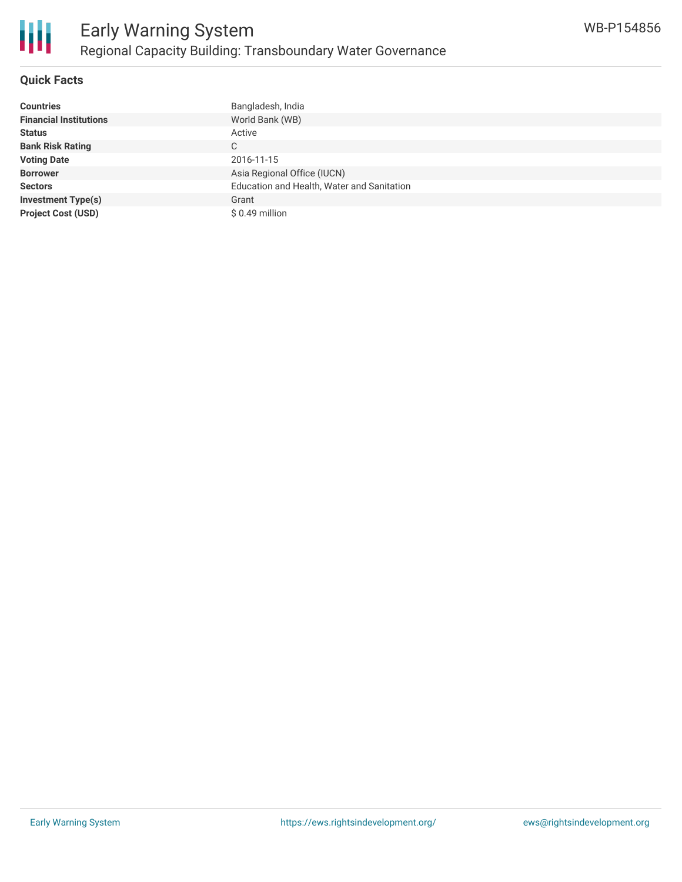# Early Warning System

## Regional Capacity Building: Transboundary Water Governance

WB-P154856

### Quick Facts

| | |
|---|---|
| **Countries** | Bangladesh, India |
| **Financial Institutions** | World Bank (WB) |
| **Status** | Active |
| **Bank Risk Rating** | C |
| **Voting Date** | 2016-11-15 |
| **Borrower** | Asia Regional Office (IUCN) |
| **Sectors** | Education and Health, Water and Sanitation |
| **Investment Type(s)** | Grant |
| **Project Cost (USD)** | $ 0.49 million |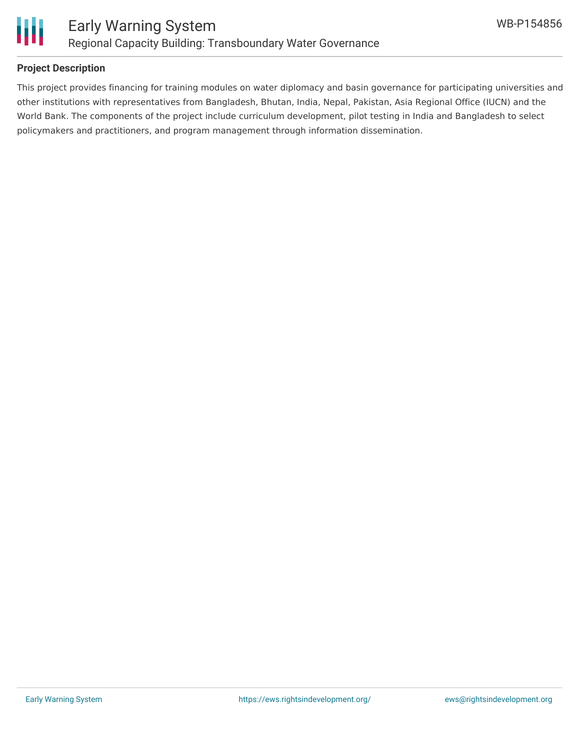## Project Description

This project provides financing for training modules on water diplomacy and basin governance for participating universities and other institutions with representatives from Bangladesh, Bhutan, India, Nepal, Pakistan, Asia Regional Office (IUCN) and the World Bank. The components of the project include curriculum development, pilot testing in India and Bangladesh to select policymakers and practitioners, and program management through information dissemination.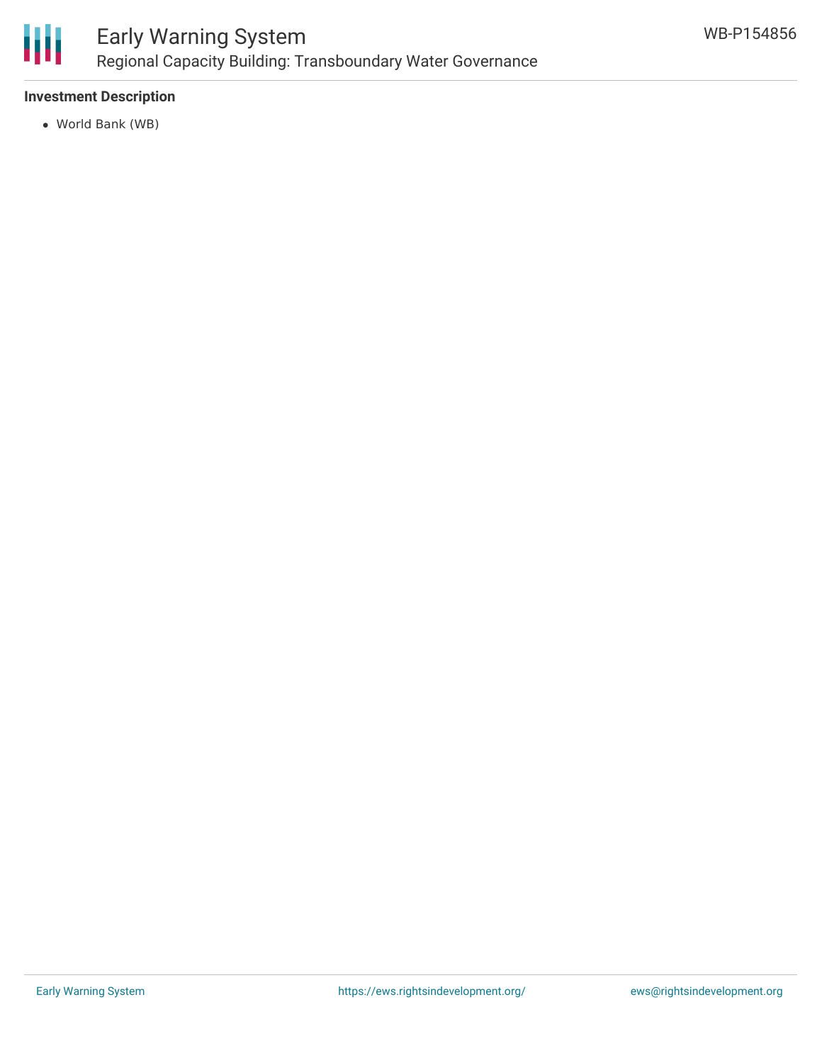## Investment Description

- World Bank (WB)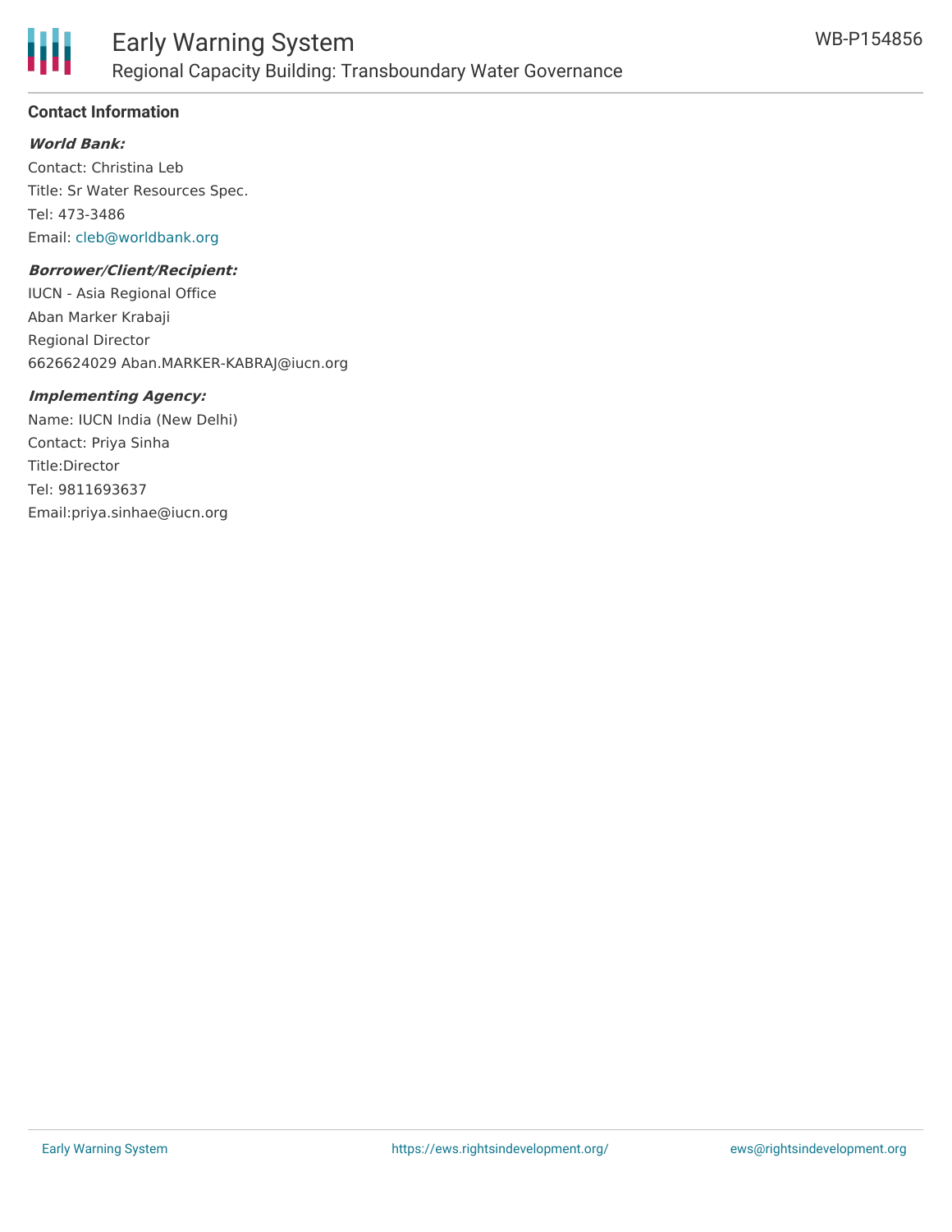## Contact Information

***World Bank:***

Contact: Christina Leb
Title: Sr Water Resources Spec.
Tel: 473-3486
Email: cleb@worldbank.org

***Borrower/Client/Recipient:***

IUCN - Asia Regional Office
Aban Marker Krabaji
Regional Director
6626624029 Aban.MARKER-KABRAJ@iucn.org

***Implementing Agency:***

Name: IUCN India (New Delhi)
Contact: Priya Sinha
Title:Director
Tel: 9811693637
Email:priya.sinhae@iucn.org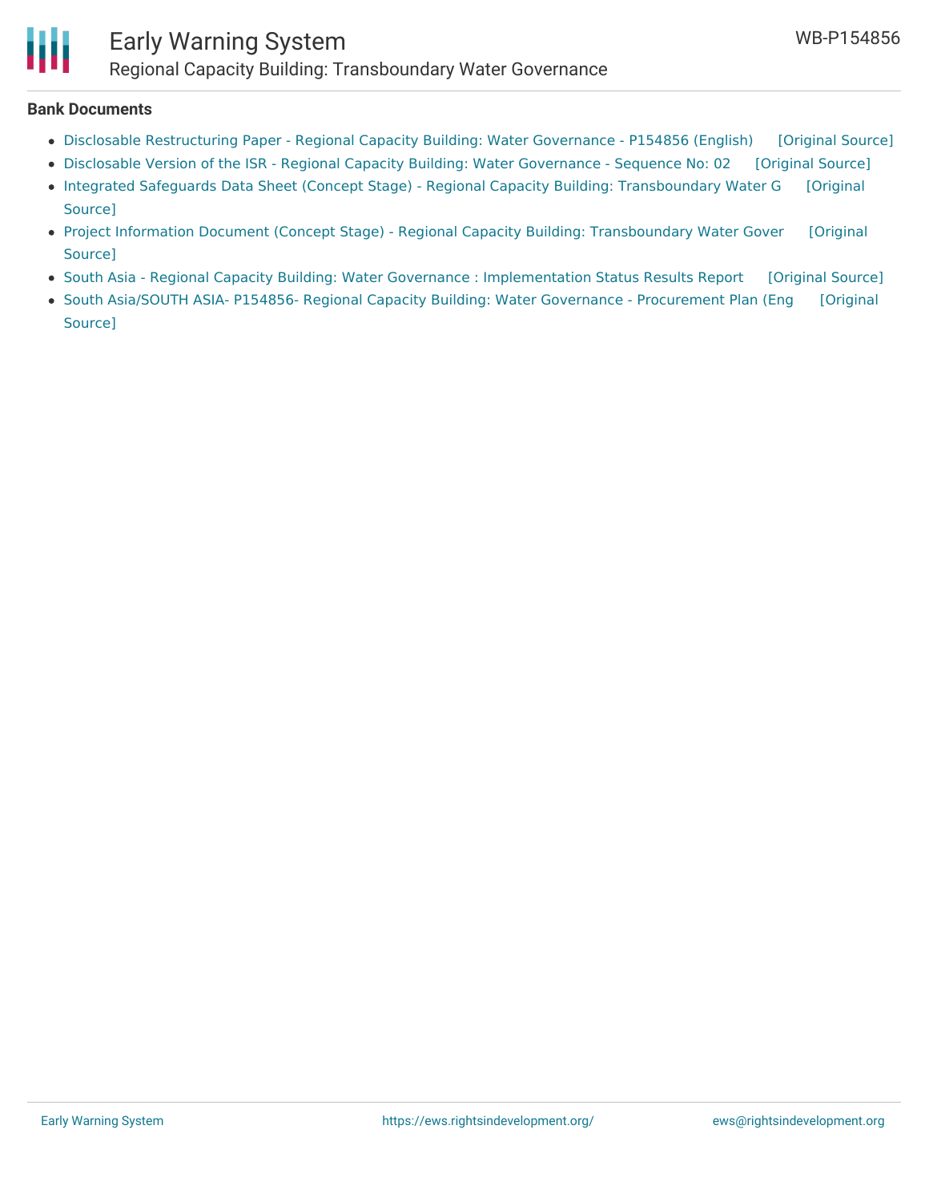**Bank Documents**

- Disclosable Restructuring Paper - Regional Capacity Building: Water Governance - P154856 (English) [Original Source]
- Disclosable Version of the ISR - Regional Capacity Building: Water Governance - Sequence No: 02 [Original Source]
- Integrated Safeguards Data Sheet (Concept Stage) - Regional Capacity Building: Transboundary Water G [Original Source]
- Project Information Document (Concept Stage) - Regional Capacity Building: Transboundary Water Gover [Original Source]
- South Asia - Regional Capacity Building: Water Governance : Implementation Status Results Report [Original Source]
- South Asia/SOUTH ASIA- P154856- Regional Capacity Building: Water Governance - Procurement Plan (Eng [Original Source]